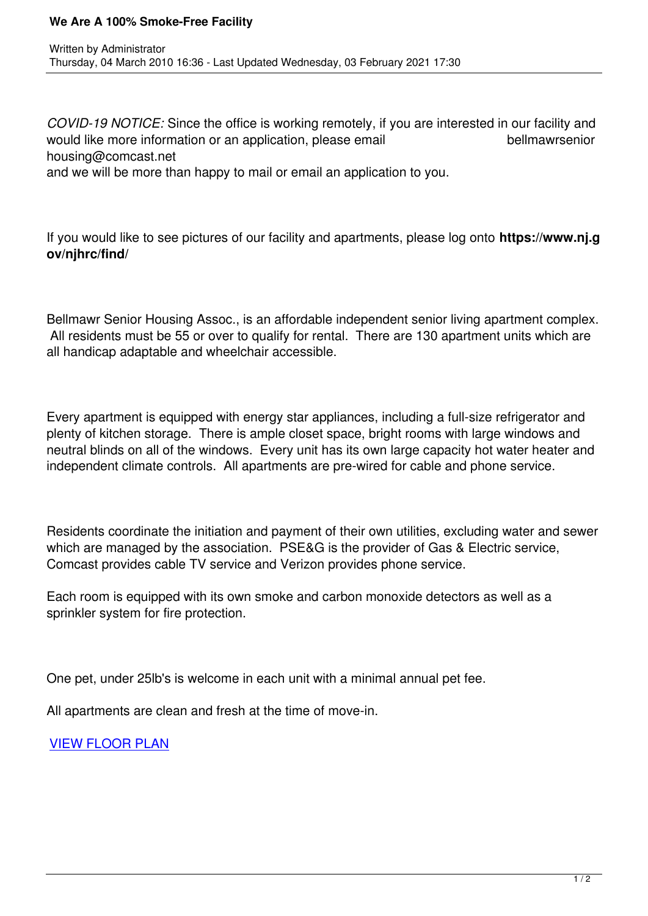# We Are A 100% Smoke-Free Facility

Written by Administrator
Thursday, 04 March 2010 16:36 - Last Updated Wednesday, 03 February 2021 17:30

*COVID-19 NOTICE:* Since the office is working remotely, if you are interested in our facility and would like more information or an application, please email bellmawrseniorhousing@comcast.net and we will be more than happy to mail or email an application to you.

If you would like to see pictures of our facility and apartments, please log onto **https://www.nj.gov/njhrc/find/**

Bellmawr Senior Housing Assoc., is an affordable independent senior living apartment complex. All residents must be 55 or over to qualify for rental. There are 130 apartment units which are all handicap adaptable and wheelchair accessible.

Every apartment is equipped with energy star appliances, including a full-size refrigerator and plenty of kitchen storage. There is ample closet space, bright rooms with large windows and neutral blinds on all of the windows. Every unit has its own large capacity hot water heater and independent climate controls. All apartments are pre-wired for cable and phone service.

Residents coordinate the initiation and payment of their own utilities, excluding water and sewer which are managed by the association. PSE&G is the provider of Gas & Electric service, Comcast provides cable TV service and Verizon provides phone service.

Each room is equipped with its own smoke and carbon monoxide detectors as well as a sprinkler system for fire protection.

One pet, under 25lb's is welcome in each unit with a minimal annual pet fee.

All apartments are clean and fresh at the time of move-in.

VIEW FLOOR PLAN